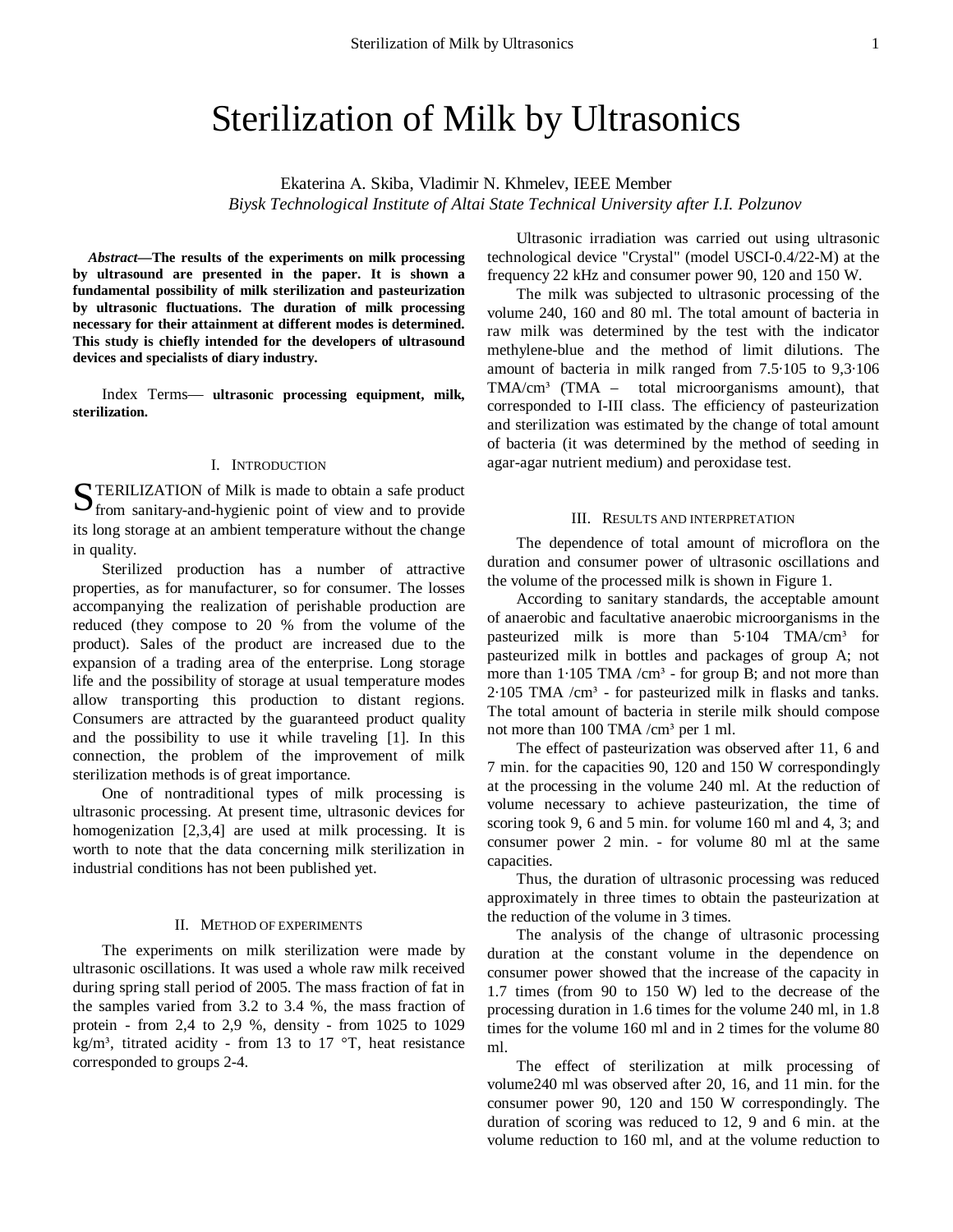# Sterilization of Milk by Ultrasonics

Ekaterina A. Skiba, Vladimir N. Khmelev, IEEE Member

*Biysk Technological Institute of Altai State Technical University after I.I. Polzunov*

***Abstract*—The results of the experiments on milk processing by ultrasound are presented in the paper. It is shown a fundamental possibility of milk sterilization and pasteurization by ultrasonic fluctuations. The duration of milk processing necessary for their attainment at different modes is determined. This study is chiefly intended for the developers of ultrasound devices and specialists of diary industry.**

Index Terms— **ultrasonic processing equipment, milk, sterilization.**

## I. Introduction

STERILIZATION of Milk is made to obtain a safe product from sanitary-and-hygienic point of view and to provide its long storage at an ambient temperature without the change in quality.

Sterilized production has a number of attractive properties, as for manufacturer, so for consumer. The losses accompanying the realization of perishable production are reduced (they compose to 20 % from the volume of the product). Sales of the product are increased due to the expansion of a trading area of the enterprise. Long storage life and the possibility of storage at usual temperature modes allow transporting this production to distant regions. Consumers are attracted by the guaranteed product quality and the possibility to use it while traveling [1]. In this connection, the problem of the improvement of milk sterilization methods is of great importance.

One of nontraditional types of milk processing is ultrasonic processing. At present time, ultrasonic devices for homogenization [2,3,4] are used at milk processing. It is worth to note that the data concerning milk sterilization in industrial conditions has not been published yet.

## II. Method of experiments

The experiments on milk sterilization were made by ultrasonic oscillations. It was used a whole raw milk received during spring stall period of 2005. The mass fraction of fat in the samples varied from 3.2 to 3.4 %, the mass fraction of protein - from 2,4 to 2,9 %, density - from 1025 to 1029 kg/m³, titrated acidity - from 13 to 17 °T, heat resistance corresponded to groups 2-4.

Ultrasonic irradiation was carried out using ultrasonic technological device "Crystal" (model USCI-0.4/22-M) at the frequency 22 kHz and consumer power 90, 120 and 150 W.

The milk was subjected to ultrasonic processing of the volume 240, 160 and 80 ml. The total amount of bacteria in raw milk was determined by the test with the indicator methylene-blue and the method of limit dilutions. The amount of bacteria in milk ranged from 7.5·105 to 9,3·106 TMA/cm³ (TMA – total microorganisms amount), that corresponded to I-III class. The efficiency of pasteurization and sterilization was estimated by the change of total amount of bacteria (it was determined by the method of seeding in agar-agar nutrient medium) and peroxidase test.

## III. Results and interpretation

The dependence of total amount of microflora on the duration and consumer power of ultrasonic oscillations and the volume of the processed milk is shown in Figure 1.

According to sanitary standards, the acceptable amount of anaerobic and facultative anaerobic microorganisms in the pasteurized milk is more than 5·104 TMA/cm³ for pasteurized milk in bottles and packages of group A; not more than 1·105 TMA /cm³ - for group B; and not more than 2·105 TMA /cm³ - for pasteurized milk in flasks and tanks. The total amount of bacteria in sterile milk should compose not more than 100 TMA /cm³ per 1 ml.

The effect of pasteurization was observed after 11, 6 and 7 min. for the capacities 90, 120 and 150 W correspondingly at the processing in the volume 240 ml. At the reduction of volume necessary to achieve pasteurization, the time of scoring took 9, 6 and 5 min. for volume 160 ml and 4, 3; and consumer power 2 min. - for volume 80 ml at the same capacities.

Thus, the duration of ultrasonic processing was reduced approximately in three times to obtain the pasteurization at the reduction of the volume in 3 times.

The analysis of the change of ultrasonic processing duration at the constant volume in the dependence on consumer power showed that the increase of the capacity in 1.7 times (from 90 to 150 W) led to the decrease of the processing duration in 1.6 times for the volume 240 ml, in 1.8 times for the volume 160 ml and in 2 times for the volume 80 ml.

The effect of sterilization at milk processing of volume240 ml was observed after 20, 16, and 11 min. for the consumer power 90, 120 and 150 W correspondingly. The duration of scoring was reduced to 12, 9 and 6 min. at the volume reduction to 160 ml, and at the volume reduction to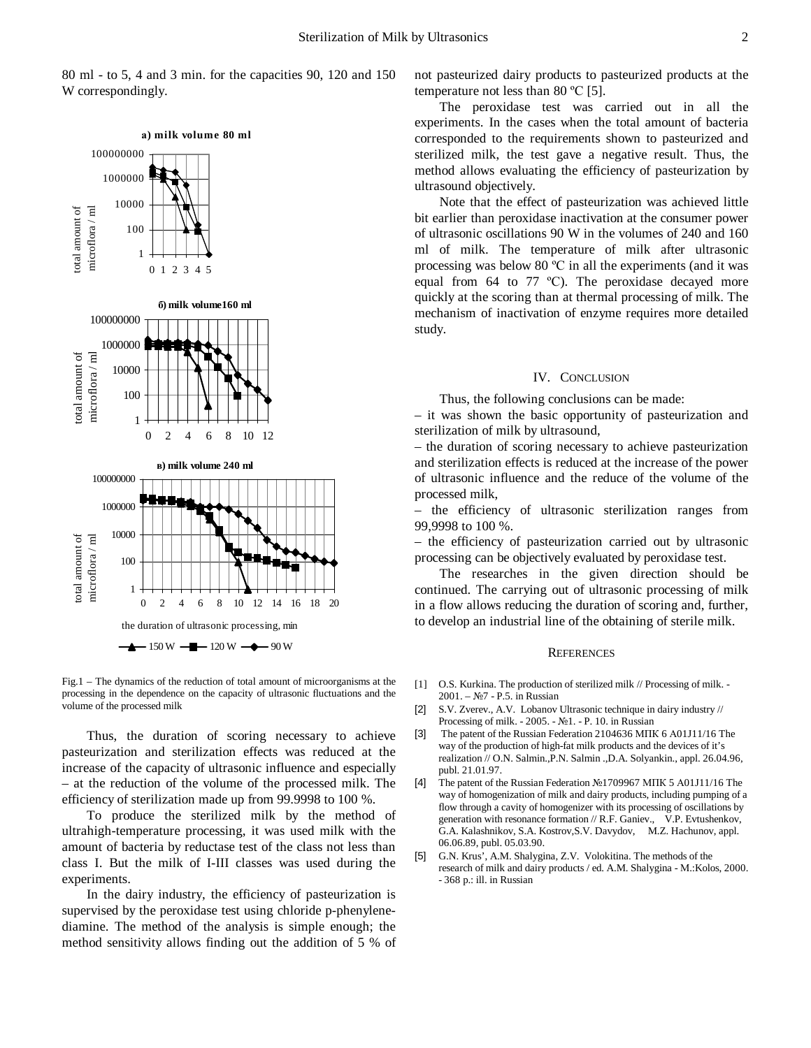80 ml - to 5, 4 and 3 min. for the capacities 90, 120 and 150 W correspondingly.

Fig.1 – The dynamics of the reduction of total amount of microorganisms at the processing in the dependence on the capacity of ultrasonic fluctuations and the volume of the processed milk

Thus, the duration of scoring necessary to achieve pasteurization and sterilization effects was reduced at the increase of the capacity of ultrasonic influence and especially – at the reduction of the volume of the processed milk. The efficiency of sterilization made up from 99.9998 to 100 %.

To produce the sterilized milk by the method of ultrahigh-temperature processing, it was used milk with the amount of bacteria by reductase test of the class not less than class I. But the milk of I-III classes was used during the experiments.

In the dairy industry, the efficiency of pasteurization is supervised by the peroxidase test using chloride p-phenylene-diamine. The method of the analysis is simple enough; the method sensitivity allows finding out the addition of 5 % of not pasteurized dairy products to pasteurized products at the temperature not less than 80 ºC [5].

The peroxidase test was carried out in all the experiments. In the cases when the total amount of bacteria corresponded to the requirements shown to pasteurized and sterilized milk, the test gave a negative result. Thus, the method allows evaluating the efficiency of pasteurization by ultrasound objectively.

Note that the effect of pasteurization was achieved little bit earlier than peroxidase inactivation at the consumer power of ultrasonic oscillations 90 W in the volumes of 240 and 160 ml of milk. The temperature of milk after ultrasonic processing was below 80 ºC in all the experiments (and it was equal from 64 to 77 ºC). The peroxidase decayed more quickly at the scoring than at thermal processing of milk. The mechanism of inactivation of enzyme requires more detailed study.

## IV. Conclusion

Thus, the following conclusions can be made:

– it was shown the basic opportunity of pasteurization and sterilization of milk by ultrasound,

– the duration of scoring necessary to achieve pasteurization and sterilization effects is reduced at the increase of the power of ultrasonic influence and the reduce of the volume of the processed milk,

– the efficiency of ultrasonic sterilization ranges from 99,9998 to 100 %.

– the efficiency of pasteurization carried out by ultrasonic processing can be objectively evaluated by peroxidase test.

The researches in the given direction should be continued. The carrying out of ultrasonic processing of milk in a flow allows reducing the duration of scoring and, further, to develop an industrial line of the obtaining of sterile milk.

## References

[1] O.S. Kurkina. The production of sterilized milk // Processing of milk. - 2001. – №7 - P.5. in Russian

[2] S.V. Zverev., A.V. Lobanov Ultrasonic technique in dairy industry // Processing of milk. - 2005. - №1. - P. 10. in Russian

[3] The patent of the Russian Federation 2104636 МПК 6 A01J11/16 The way of the production of high-fat milk products and the devices of it's realization // O.N. Salmin.,P.N. Salmin .,D.A. Solyankin., appl. 26.04.96, publ. 21.01.97.

[4] The patent of the Russian Federation №1709967 МПК 5 A01J11/16 The way of homogenization of milk and dairy products, including pumping of a flow through a cavity of homogenizer with its processing of oscillations by generation with resonance formation // R.F. Ganiev., V.P. Evtushenkov, G.A. Kalashnikov, S.A. Kostrov,S.V. Davydov, M.Z. Hachunov, appl. 06.06.89, publ. 05.03.90.

[5] G.N. Krus', A.M. Shalygina, Z.V. Volokitina. The methods of the research of milk and dairy products / ed. A.M. Shalygina - M.:Kolos, 2000. - 368 p.: ill. in Russian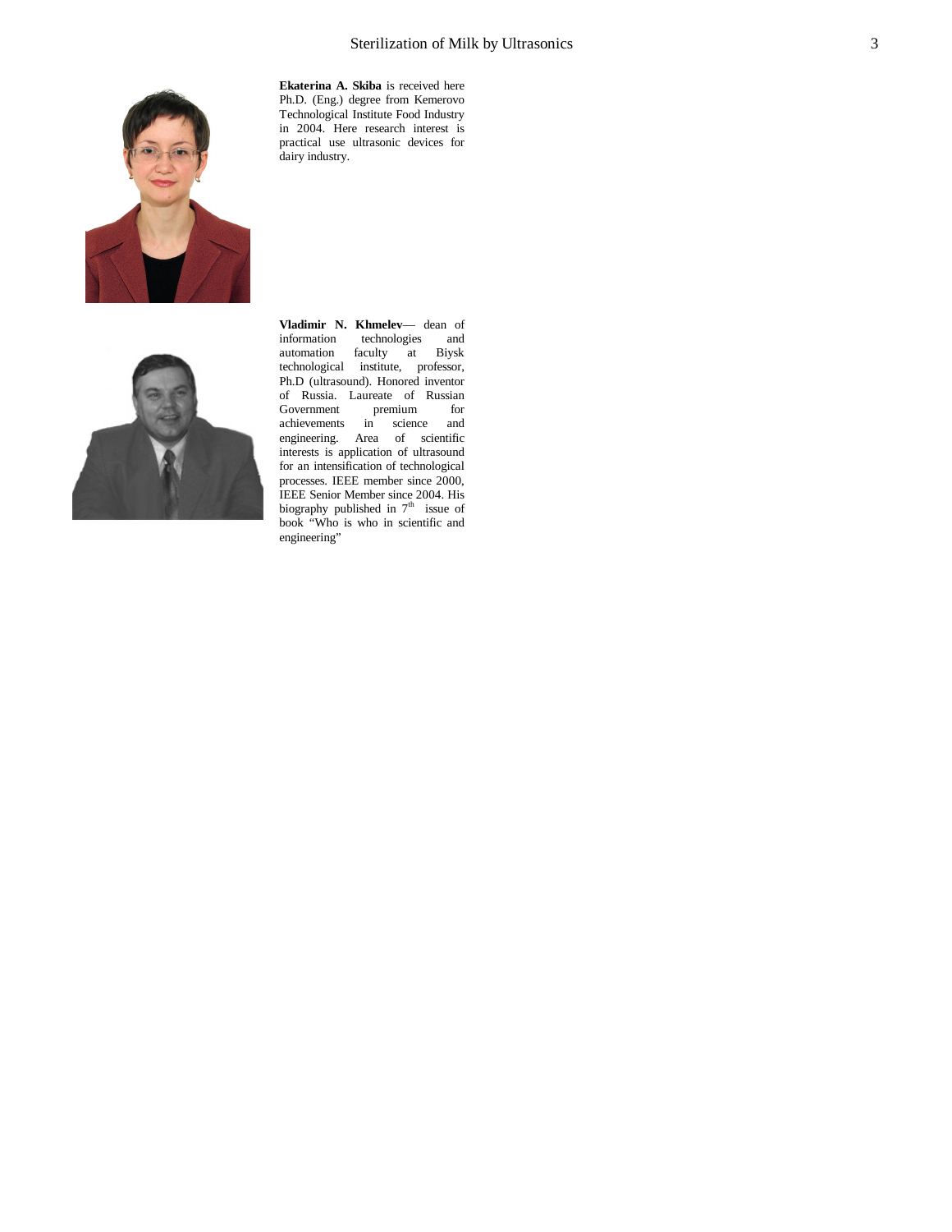**Ekaterina A. Skiba** is received here Ph.D. (Eng.) degree from Kemerovo Technological Institute Food Industry in 2004. Here research interest is practical use ultrasonic devices for dairy industry.

**Vladimir N. Khmelev**— dean of information technologies and automation faculty at Biysk technological institute, professor, Ph.D (ultrasound). Honored inventor of Russia. Laureate of Russian Government premium for achievements in science and engineering. Area of scientific interests is application of ultrasound for an intensification of technological processes. IEEE member since 2000, IEEE Senior Member since 2004. His biography published in 7th issue of book "Who is who in scientific and engineering"